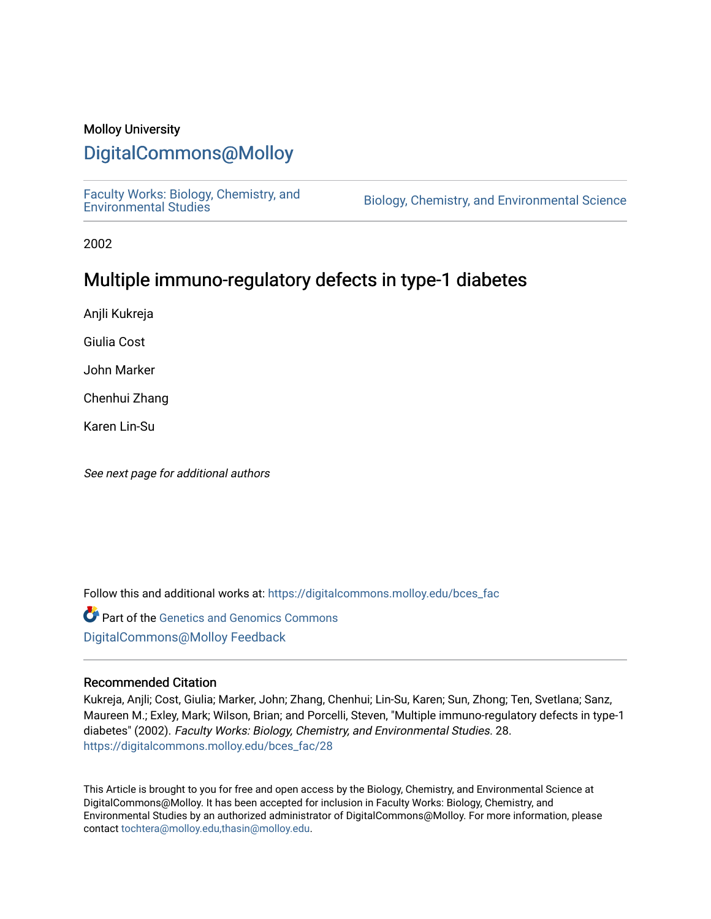Molloy University

# DigitalCommons@Molloy

Faculty Works: Biology, Chemistry, and Environmental Studies | Biology, Chemistry, and Environmental Science

2002

## Multiple immuno-regulatory defects in type-1 diabetes

Anjli Kukreja

Giulia Cost

John Marker

Chenhui Zhang

Karen Lin-Su

*See next page for additional authors*

Follow this and additional works at: https://digitalcommons.molloy.edu/bces_fac

Part of the Genetics and Genomics Commons

DigitalCommons@Molloy Feedback

### Recommended Citation

Kukreja, Anjli; Cost, Giulia; Marker, John; Zhang, Chenhui; Lin-Su, Karen; Sun, Zhong; Ten, Svetlana; Sanz, Maureen M.; Exley, Mark; Wilson, Brian; and Porcelli, Steven, "Multiple immuno-regulatory defects in type-1 diabetes" (2002). *Faculty Works: Biology, Chemistry, and Environmental Studies*. 28.
https://digitalcommons.molloy.edu/bces_fac/28

This Article is brought to you for free and open access by the Biology, Chemistry, and Environmental Science at DigitalCommons@Molloy. It has been accepted for inclusion in Faculty Works: Biology, Chemistry, and Environmental Studies by an authorized administrator of DigitalCommons@Molloy. For more information, please contact tochtera@molloy.edu,thasin@molloy.edu.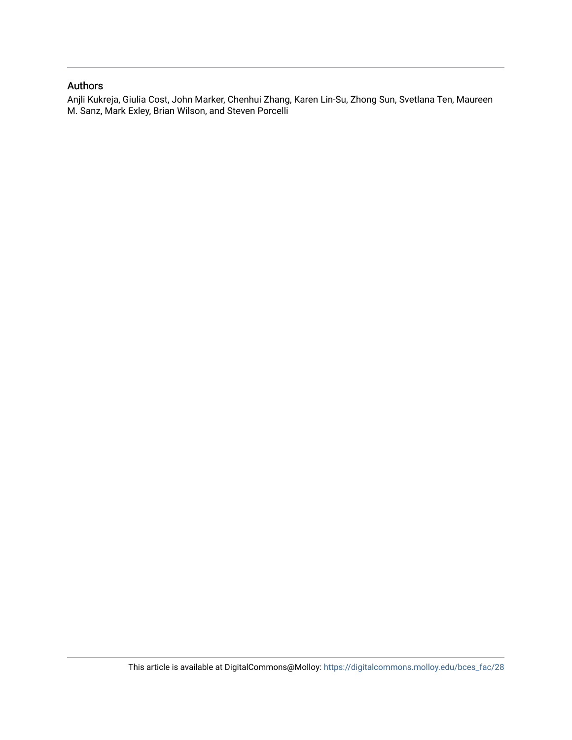## Authors

Anjli Kukreja, Giulia Cost, John Marker, Chenhui Zhang, Karen Lin-Su, Zhong Sun, Svetlana Ten, Maureen M. Sanz, Mark Exley, Brian Wilson, and Steven Porcelli

This article is available at DigitalCommons@Molloy: https://digitalcommons.molloy.edu/bces_fac/28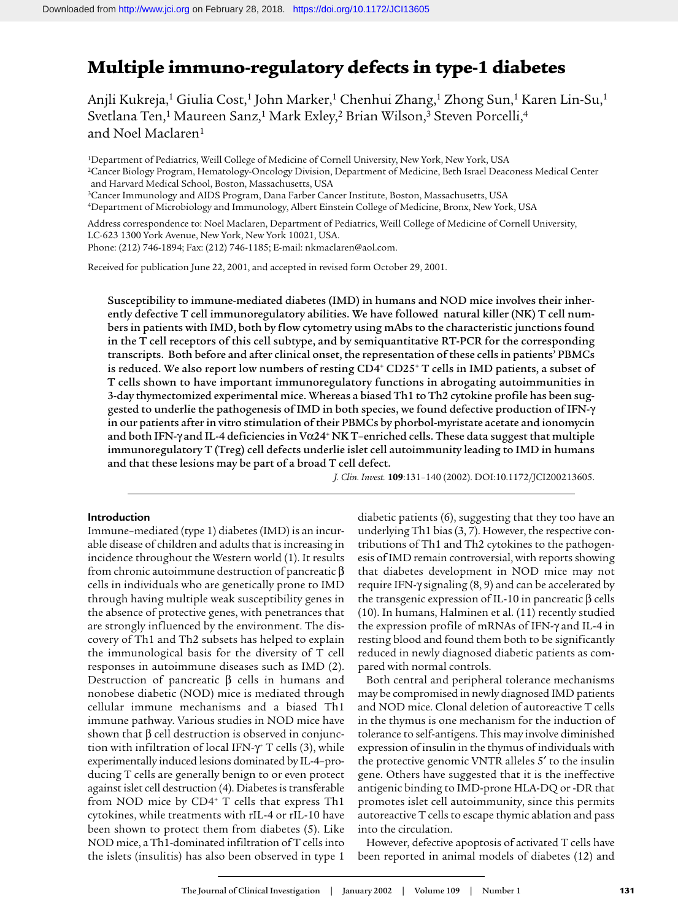# Multiple immuno-regulatory defects in type-1 diabetes

Anjli Kukreja,[1] Giulia Cost,[1] John Marker,[1] Chenhui Zhang,[1] Zhong Sun,[1] Karen Lin-Su,[1] Svetlana Ten,[1] Maureen Sanz,[1] Mark Exley,[2] Brian Wilson,[3] Steven Porcelli,[4] and Noel Maclaren[1]

[1]Department of Pediatrics, Weill College of Medicine of Cornell University, New York, New York, USA
[2]Cancer Biology Program, Hematology-Oncology Division, Department of Medicine, Beth Israel Deaconess Medical Center and Harvard Medical School, Boston, Massachusetts, USA
[3]Cancer Immunology and AIDS Program, Dana Farber Cancer Institute, Boston, Massachusetts, USA
[4]Department of Microbiology and Immunology, Albert Einstein College of Medicine, Bronx, New York, USA

Address correspondence to: Noel Maclaren, Department of Pediatrics, Weill College of Medicine of Cornell University, LC-623 1300 York Avenue, New York, New York 10021, USA.
Phone: (212) 746-1894; Fax: (212) 746-1185; E-mail: nkmaclaren@aol.com.

Received for publication June 22, 2001, and accepted in revised form October 29, 2001.

**Susceptibility to immune-mediated diabetes (IMD) in humans and NOD mice involves their inherently defective T cell immunoregulatory abilities. We have followed natural killer (NK) T cell numbers in patients with IMD, both by flow cytometry using mAbs to the characteristic junctions found in the T cell receptors of this cell subtype, and by semiquantitative RT-PCR for the corresponding transcripts. Both before and after clinical onset, the representation of these cells in patients' PBMCs is reduced. We also report low numbers of resting $CD4^+$ $CD25^+$ T cells in IMD patients, a subset of T cells shown to have important immunoregulatory functions in abrogating autoimmunities in 3-day thymectomized experimental mice. Whereas a biased Th1 to Th2 cytokine profile has been suggested to underlie the pathogenesis of IMD in both species, we found defective production of IFN-γ in our patients after in vitro stimulation of their PBMCs by phorbol-myristate acetate and ionomycin and both IFN-γ and IL-4 deficiencies in $V\alpha24^+$ NK T–enriched cells. These data suggest that multiple immunoregulatory T (Treg) cell defects underlie islet cell autoimmunity leading to IMD in humans and that these lesions may be part of a broad T cell defect.**

*J. Clin. Invest.* **109**:131–140 (2002). DOI:10.1172/JCI200213605.

## Introduction

Immune-mediated (type 1) diabetes (IMD) is an incurable disease of children and adults that is increasing in incidence throughout the Western world (1). It results from chronic autoimmune destruction of pancreatic β cells in individuals who are genetically prone to IMD through having multiple weak susceptibility genes in the absence of protective genes, with penetrances that are strongly influenced by the environment. The discovery of Th1 and Th2 subsets has helped to explain the immunological basis for the diversity of T cell responses in autoimmune diseases such as IMD (2). Destruction of pancreatic β cells in humans and nonobese diabetic (NOD) mice is mediated through cellular immune mechanisms and a biased Th1 immune pathway. Various studies in NOD mice have shown that β cell destruction is observed in conjunction with infiltration of local IFN-$\gamma^+$ T cells (3), while experimentally induced lesions dominated by IL-4–producing T cells are generally benign to or even protect against islet cell destruction (4). Diabetes is transferable from NOD mice by $CD4^+$ T cells that express Th1 cytokines, while treatments with rIL-4 or rIL-10 have been shown to protect them from diabetes (5). Like NOD mice, a Th1-dominated infiltration of T cells into the islets (insulitis) has also been observed in type 1 diabetic patients (6), suggesting that they too have an underlying Th1 bias (3, 7). However, the respective contributions of Th1 and Th2 cytokines to the pathogenesis of IMD remain controversial, with reports showing that diabetes development in NOD mice may not require IFN-γ signaling (8, 9) and can be accelerated by the transgenic expression of IL-10 in pancreatic β cells (10). In humans, Halminen et al. (11) recently studied the expression profile of mRNAs of IFN-γ and IL-4 in resting blood and found them both to be significantly reduced in newly diagnosed diabetic patients as compared with normal controls.

Both central and peripheral tolerance mechanisms may be compromised in newly diagnosed IMD patients and NOD mice. Clonal deletion of autoreactive T cells in the thymus is one mechanism for the induction of tolerance to self-antigens. This may involve diminished expression of insulin in the thymus of individuals with the protective genomic VNTR alleles 5′ to the insulin gene. Others have suggested that it is the ineffective antigenic binding to IMD-prone HLA-DQ or -DR that promotes islet cell autoimmunity, since this permits autoreactive T cells to escape thymic ablation and pass into the circulation.

However, defective apoptosis of activated T cells have been reported in animal models of diabetes (12) and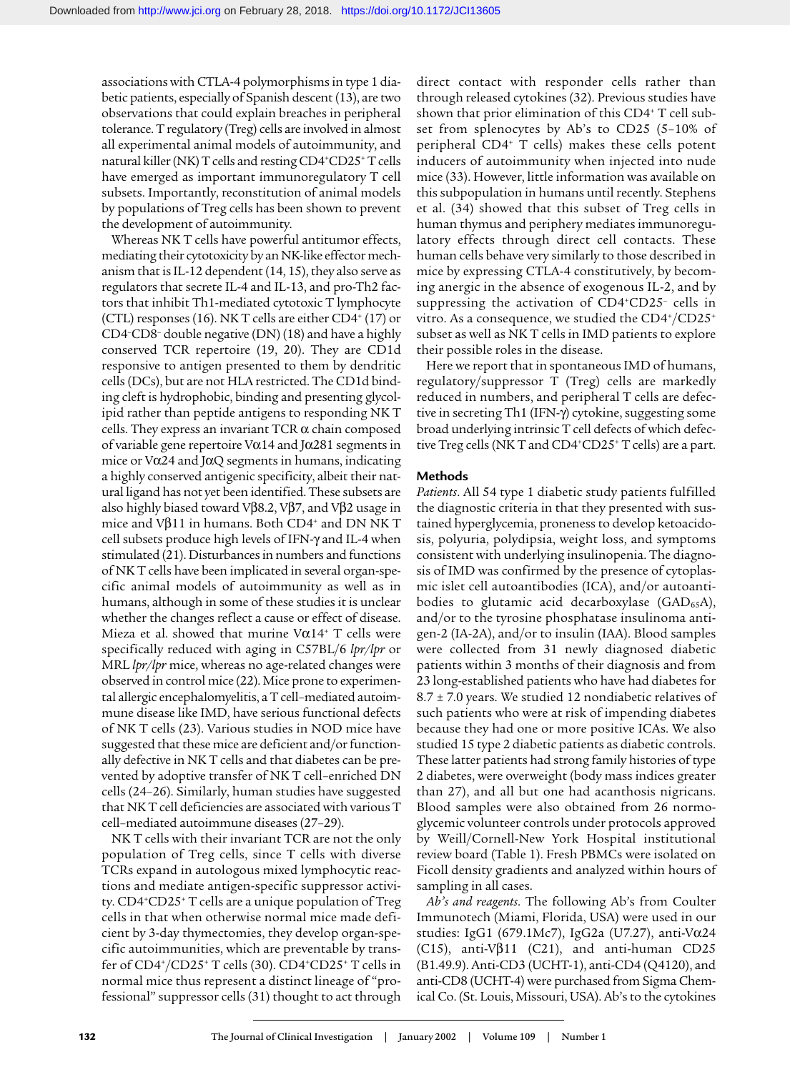associations with CTLA-4 polymorphisms in type 1 diabetic patients, especially of Spanish descent (13), are two observations that could explain breaches in peripheral tolerance. T regulatory (Treg) cells are involved in almost all experimental animal models of autoimmunity, and natural killer (NK) T cells and resting CD4$^+$CD25$^+$ T cells have emerged as important immunoregulatory T cell subsets. Importantly, reconstitution of animal models by populations of Treg cells has been shown to prevent the development of autoimmunity.

Whereas NK T cells have powerful antitumor effects, mediating their cytotoxicity by an NK-like effector mechanism that is IL-12 dependent (14, 15), they also serve as regulators that secrete IL-4 and IL-13, and pro-Th2 factors that inhibit Th1-mediated cytotoxic T lymphocyte (CTL) responses (16). NK T cells are either CD4$^+$ (17) or CD4$^-$CD8$^-$ double negative (DN) (18) and have a highly conserved TCR repertoire (19, 20). They are CD1d responsive to antigen presented to them by dendritic cells (DCs), but are not HLA restricted. The CD1d binding cleft is hydrophobic, binding and presenting glycolipid rather than peptide antigens to responding NK T cells. They express an invariant TCR α chain composed of variable gene repertoire Vα14 and Jα281 segments in mice or Vα24 and JαQ segments in humans, indicating a highly conserved antigenic specificity, albeit their natural ligand has not yet been identified. These subsets are also highly biased toward Vβ8.2, Vβ7, and Vβ2 usage in mice and Vβ11 in humans. Both CD4$^+$ and DN NK T cell subsets produce high levels of IFN-γ and IL-4 when stimulated (21). Disturbances in numbers and functions of NK T cells have been implicated in several organ-specific animal models of autoimmunity as well as in humans, although in some of these studies it is unclear whether the changes reflect a cause or effect of disease. Mieza et al. showed that murine Vα14$^+$ T cells were specifically reduced with aging in C57BL/6 *lpr/lpr* or MRL *lpr/lpr* mice, whereas no age-related changes were observed in control mice (22). Mice prone to experimental allergic encephalomyelitis, a T cell–mediated autoimmune disease like IMD, have serious functional defects of NK T cells (23). Various studies in NOD mice have suggested that these mice are deficient and/or functionally defective in NK T cells and that diabetes can be prevented by adoptive transfer of NK T cell–enriched DN cells (24–26). Similarly, human studies have suggested that NK T cell deficiencies are associated with various T cell–mediated autoimmune diseases (27–29).

NK T cells with their invariant TCR are not the only population of Treg cells, since T cells with diverse TCRs expand in autologous mixed lymphocytic reactions and mediate antigen-specific suppressor activity. CD4$^+$CD25$^+$ T cells are a unique population of Treg cells in that when otherwise normal mice made deficient by 3-day thymectomies, they develop organ-specific autoimmunities, which are preventable by transfer of CD4$^+$/CD25$^+$ T cells (30). CD4$^+$CD25$^+$ T cells in normal mice thus represent a distinct lineage of "professional" suppressor cells (31) thought to act through direct contact with responder cells rather than through released cytokines (32). Previous studies have shown that prior elimination of this CD4$^+$ T cell subset from splenocytes by Ab's to CD25 (5–10% of peripheral CD4$^+$ T cells) makes these cells potent inducers of autoimmunity when injected into nude mice (33). However, little information was available on this subpopulation in humans until recently. Stephens et al. (34) showed that this subset of Treg cells in human thymus and periphery mediates immunoregulatory effects through direct cell contacts. These human cells behave very similarly to those described in mice by expressing CTLA-4 constitutively, by becoming anergic in the absence of exogenous IL-2, and by suppressing the activation of CD4$^+$CD25$^-$ cells in vitro. As a consequence, we studied the CD4$^+$/CD25$^+$ subset as well as NK T cells in IMD patients to explore their possible roles in the disease.

Here we report that in spontaneous IMD of humans, regulatory/suppressor T (Treg) cells are markedly reduced in numbers, and peripheral T cells are defective in secreting Th1 (IFN-γ) cytokine, suggesting some broad underlying intrinsic T cell defects of which defective Treg cells (NK T and CD4$^+$CD25$^+$ T cells) are a part.

## Methods

*Patients*. All 54 type 1 diabetic study patients fulfilled the diagnostic criteria in that they presented with sustained hyperglycemia, proneness to develop ketoacidosis, polyuria, polydipsia, weight loss, and symptoms consistent with underlying insulinopenia. The diagnosis of IMD was confirmed by the presence of cytoplasmic islet cell autoantibodies (ICA), and/or autoantibodies to glutamic acid decarboxylase ($GAD_{65}A$), and/or to the tyrosine phosphatase insulinoma antigen-2 (IA-2A), and/or to insulin (IAA). Blood samples were collected from 31 newly diagnosed diabetic patients within 3 months of their diagnosis and from 23 long-established patients who have had diabetes for 8.7 ± 7.0 years. We studied 12 nondiabetic relatives of such patients who were at risk of impending diabetes because they had one or more positive ICAs. We also studied 15 type 2 diabetic patients as diabetic controls. These latter patients had strong family histories of type 2 diabetes, were overweight (body mass indices greater than 27), and all but one had acanthosis nigricans. Blood samples were also obtained from 26 normoglycemic volunteer controls under protocols approved by Weill/Cornell-New York Hospital institutional review board (Table 1). Fresh PBMCs were isolated on Ficoll density gradients and analyzed within hours of sampling in all cases.

*Ab's and reagents*. The following Ab's from Coulter Immunotech (Miami, Florida, USA) were used in our studies: IgG1 (679.1Mc7), IgG2a (U7.27), anti-Vα24 (C15), anti-Vβ11 (C21), and anti-human CD25 (B1.49.9). Anti-CD3 (UCHT-1), anti-CD4 (Q4120), and anti-CD8 (UCHT-4) were purchased from Sigma Chemical Co. (St. Louis, Missouri, USA). Ab's to the cytokines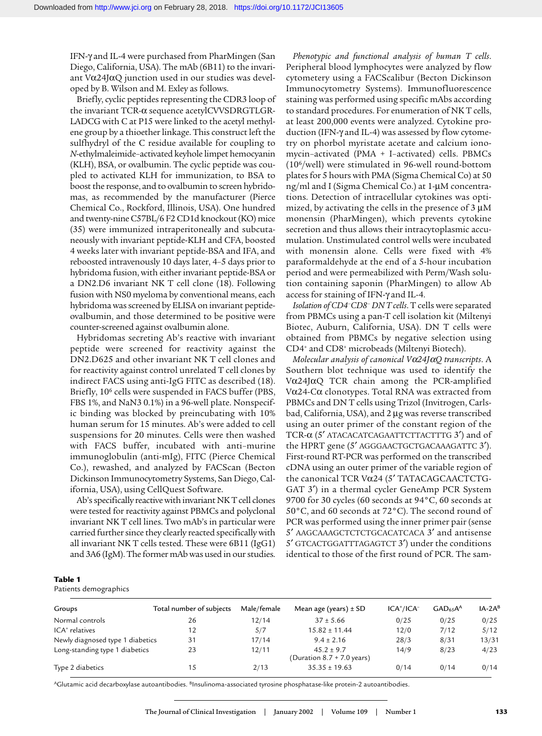IFN-γ and IL-4 were purchased from PharMingen (San Diego, California, USA). The mAb (6B11) to the invariant Vα24JαQ junction used in our studies was developed by B. Wilson and M. Exley as follows.

Briefly, cyclic peptides representing the CDR3 loop of the invariant TCR-α sequence acetylCVVSDRGTLGR-LADCG with C at P15 were linked to the acetyl methylene group by a thioether linkage. This construct left the sulfhydryl of the C residue available for coupling to *N*-ethylmaleimide–activated keyhole limpet hemocyanin (KLH), BSA, or ovalbumin. The cyclic peptide was coupled to activated KLH for immunization, to BSA to boost the response, and to ovalbumin to screen hybridomas, as recommended by the manufacturer (Pierce Chemical Co., Rockford, Illinois, USA). One hundred and twenty-nine C57BL/6 F2 CD1d knockout (KO) mice (35) were immunized intraperitoneally and subcutaneously with invariant peptide-KLH and CFA, boosted 4 weeks later with invariant peptide-BSA and IFA, and reboosted intravenously 10 days later, 4–5 days prior to hybridoma fusion, with either invariant peptide-BSA or a DN2.D6 invariant NK T cell clone (18). Following fusion with NS0 myeloma by conventional means, each hybridoma was screened by ELISA on invariant peptide-ovalbumin, and those determined to be positive were counter-screened against ovalbumin alone.

Hybridomas secreting Ab's reactive with invariant peptide were screened for reactivity against the DN2.D625 and other invariant NK T cell clones and for reactivity against control unrelated T cell clones by indirect FACS using anti-IgG FITC as described (18). Briefly, $10^6$ cells were suspended in FACS buffer (PBS, FBS 1%, and NaN3 0.1%) in a 96-well plate. Nonspecific binding was blocked by preincubating with 10% human serum for 15 minutes. Ab's were added to cell suspensions for 20 minutes. Cells were then washed with FACS buffer, incubated with anti–murine immunoglobulin (anti-mIg), FITC (Pierce Chemical Co.), rewashed, and analyzed by FACScan (Becton Dickinson Immunocytometry Systems, San Diego, California, USA), using CellQuest Software.

Ab's specifically reactive with invariant NK T cell clones were tested for reactivity against PBMCs and polyclonal invariant NK T cell lines. Two mAb's in particular were carried further since they clearly reacted specifically with all invariant NK T cells tested. These were 6B11 (IgG1) and 3A6 (IgM). The former mAb was used in our studies.

*Phenotypic and functional analysis of human T cells*. Peripheral blood lymphocytes were analyzed by flow cytometery using a FACScalibur (Becton Dickinson Immunocytometry Systems). Immunofluorescence staining was performed using specific mAbs according to standard procedures. For enumeration of NK T cells, at least 200,000 events were analyzed. Cytokine production (IFN-γ and IL-4) was assessed by flow cytometry on phorbol myristate acetate and calcium ionomycin–activated (PMA + I–activated) cells. PBMCs ($10^6$/well) were stimulated in 96-well round-bottom plates for 5 hours with PMA (Sigma Chemical Co) at 50 ng/ml and I (Sigma Chemical Co.) at 1-μM concentrations. Detection of intracellular cytokines was optimized, by activating the cells in the presence of 3 μM monensin (PharMingen), which prevents cytokine secretion and thus allows their intracytoplasmic accumulation. Unstimulated control wells were incubated with monensin alone. Cells were fixed with 4% paraformaldehyde at the end of a 5-hour incubation period and were permeabilized with Perm/Wash solution containing saponin (PharMingen) to allow Ab access for staining of IFN-γ and IL-4.

*Isolation of CD4⁻CD8⁻ DN T cells*. T cells were separated from PBMCs using a pan-T cell isolation kit (Miltenyi Biotec, Auburn, California, USA). DN T cells were obtained from PBMCs by negative selection using CD4⁺ and CD8⁺ microbeads (Miltenyi Biotech).

*Molecular analysis of canonical Vα24JαQ transcripts*. A Southern blot technique was used to identify the Vα24JαQ TCR chain among the PCR-amplified Vα24-Cα clonotypes. Total RNA was extracted from PBMCs and DN T cells using Trizol (Invitrogen, Carlsbad, California, USA), and 2 μg was reverse transcribed using an outer primer of the constant region of the TCR-α (5′ ATACACATCAGAATTCTTACTTTG 3′) and of the HPRT gene (5′ AGGGAACTGCTGACAAAGATTC 3′). First-round RT-PCR was performed on the transcribed cDNA using an outer primer of the variable region of the canonical TCR Vα24 (5′ TATACAGCAACTCTGGAT 3′) in a thermal cycler GeneAmp PCR System 9700 for 30 cycles (60 seconds at 94°C, 60 seconds at 50°C, and 60 seconds at 72°C). The second round of PCR was performed using the inner primer pair (sense 5′ AAGCAAAGCTCTCTGCACATCACA 3′ and antisense 5′ GTCACTGGATTTAGAGTCT 3′) under the conditions identical to those of the first round of PCR. The sam-

**Table 1**
Patients demographics

| Groups | Total number of subjects | Male/female | Mean age (years) ± SD | ICA⁺/ICA⁻ | $GAD_{65}A^A$ | $IA\text{-}2A^B$ |
|---|---|---|---|---|---|---|
| Normal controls | 26 | 12/14 | 37 ± 5.66 | 0/25 | 0/25 | 0/25 |
| ICA⁺ relatives | 12 | 5/7 | 15.82 ± 11.44 | 12/0 | 7/12 | 5/12 |
| Newly diagnosed type 1 diabetics | 31 | 17/14 | 9.4 ± 2.16 | 28/3 | 8/31 | 13/31 |
| Long-standing type 1 diabetics | 23 | 12/11 | 45.2 ± 9.7 (Duration 8.7 + 7.0 years) | 14/9 | 8/23 | 4/23 |
| Type 2 diabetics | 15 | 2/13 | 35.35 ± 19.63 | 0/14 | 0/14 | 0/14 |

[A]Glutamic acid decarboxylase autoantibodies. [B]Insulinoma-associated tyrosine phosphatase-like protein-2 autoantibodies.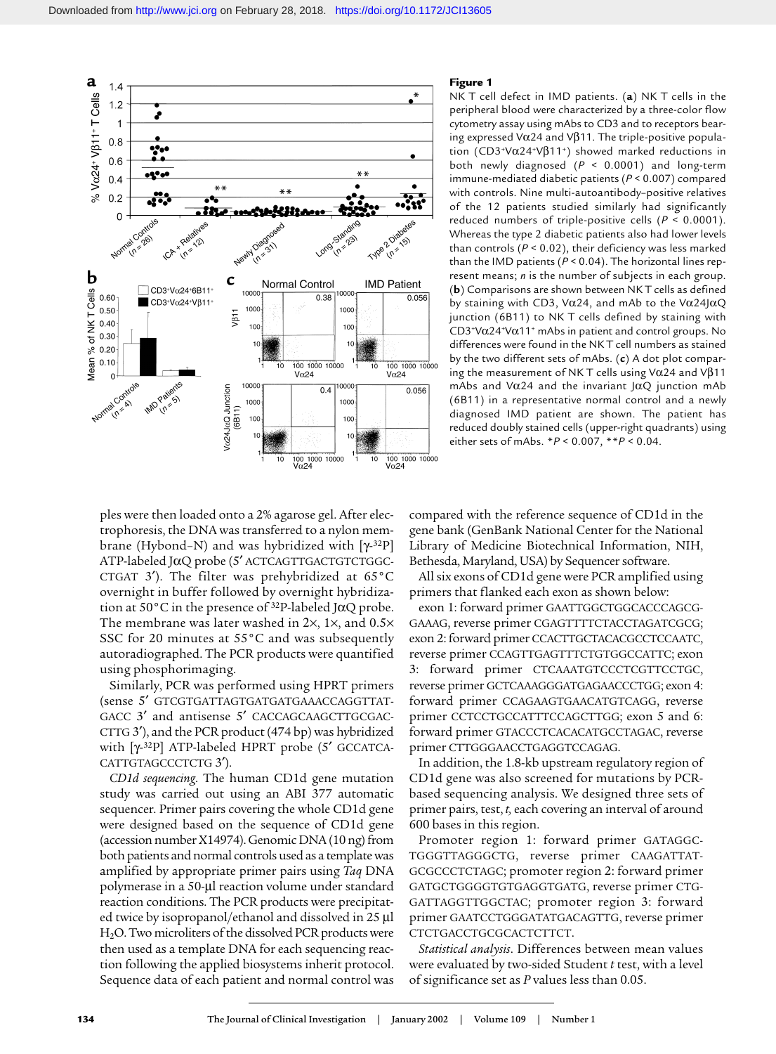**Figure 1**

NK T cell defect in IMD patients. (**a**) NK T cells in the peripheral blood were characterized by a three-color flow cytometry assay using mAbs to CD3 and to receptors bearing expressed Vα24 and Vβ11. The triple-positive population ($CD3^+V\alpha24^+V\beta11^+$) showed marked reductions in both newly diagnosed ($P$ < 0.0001) and long-term immune-mediated diabetic patients ($P$ < 0.007) compared with controls. Nine multi-autoantibody–positive relatives of the 12 patients studied similarly had significantly reduced numbers of triple-positive cells ($P$ < 0.0001). Whereas the type 2 diabetic patients also had lower levels than controls ($P$ < 0.02), their deficiency was less marked than the IMD patients ($P$ < 0.04). The horizontal lines represent means; $n$ is the number of subjects in each group. (**b**) Comparisons are shown between NK T cells as defined by staining with CD3, Vα24, and mAb to the Vα24JαQ junction (6B11) to NK T cells defined by staining with $CD3^+V\alpha24^+V\alpha11^+$ mAbs in patient and control groups. No differences were found in the NK T cell numbers as stained by the two different sets of mAbs. (**c**) A dot plot comparing the measurement of NK T cells using Vα24 and Vβ11 mAbs and Vα24 and the invariant JαQ junction mAb (6B11) in a representative normal control and a newly diagnosed IMD patient are shown. The patient has reduced doubly stained cells (upper-right quadrants) using either sets of mAbs. *$P$ < 0.007, **$P$ < 0.04.

ples were then loaded onto a 2% agarose gel. After electrophoresis, the DNA was transferred to a nylon membrane (Hybond–N) and was hybridized with [$\gamma$-$^{32}$P] ATP-labeled JαQ probe (5′ ACTCAGTTGACTGTCTGGCCTGAT 3′). The filter was prehybridized at 65°C overnight in buffer followed by overnight hybridization at 50°C in the presence of $^{32}$P-labeled JαQ probe. The membrane was later washed in 2×, 1×, and 0.5× SSC for 20 minutes at 55°C and was subsequently autoradiographed. The PCR products were quantified using phosphorimaging.

Similarly, PCR was performed using HPRT primers (sense 5′ GTCGTGATTAGTGATGATGAAACCAGGTTATGACC 3′ and antisense 5′ CACCAGCAAGCTTGCGACCTTG 3′), and the PCR product (474 bp) was hybridized with [$\gamma$-$^{32}$P] ATP-labeled HPRT probe (5′ GCCATCACATTGTAGCCCTCTG 3′).

*CD1d sequencing.* The human CD1d gene mutation study was carried out using an ABI 377 automatic sequencer. Primer pairs covering the whole CD1d gene were designed based on the sequence of CD1d gene (accession number X14974). Genomic DNA (10 ng) from both patients and normal controls used as a template was amplified by appropriate primer pairs using *Taq* DNA polymerase in a 50-μl reaction volume under standard reaction conditions. The PCR products were precipitated twice by isopropanol/ethanol and dissolved in 25 μl $H_2O$. Two microliters of the dissolved PCR products were then used as a template DNA for each sequencing reaction following the applied biosystems inherit protocol. Sequence data of each patient and normal control was compared with the reference sequence of CD1d in the gene bank (GenBank National Center for the National Library of Medicine Biotechnical Information, NIH, Bethesda, Maryland, USA) by Sequencer software.

All six exons of CD1d gene were PCR amplified using primers that flanked each exon as shown below:

exon 1: forward primer GAATTGGCTGGCACCCAGCGGAAAG, reverse primer CGAGTTTTCTACCTAGATCGCG; exon 2: forward primer CCACTTGCTACACGCCTCCAATC, reverse primer CCAGTTGAGTTTCTGTGGCCATTC; exon 3: forward primer CTCAAATGTCCCTCGTTCCTGC, reverse primer GCTCAAAGGGATGAGAACCCTGG; exon 4: forward primer CCAGAAGTGAACATGTCAGG, reverse primer CCTCCTGCCATTTCCAGCTTGG; exon 5 and 6: forward primer GTACCCTCACACATGCCTAGAC, reverse primer CTTGGGAACCTGAGGTCCAGAG.

In addition, the 1.8-kb upstream regulatory region of CD1d gene was also screened for mutations by PCR-based sequencing analysis. We designed three sets of primer pairs, test, *t*, each covering an interval of around 600 bases in this region.

Promoter region 1: forward primer GATAGGCTGGGTTAGGGCTG, reverse primer CAAGATTATGCGCCCTCTAGC; promoter region 2: forward primer GATGCTGGGGTGTGAGGTGATG, reverse primer CTGGATTAGGTTGGCTAC; promoter region 3: forward primer GAATCCTGGGATATGACAGTTG, reverse primer CTCTGACCTGCGCACTCTTCT.

*Statistical analysis.* Differences between mean values were evaluated by two-sided Student $t$ test, with a level of significance set as $P$ values less than 0.05.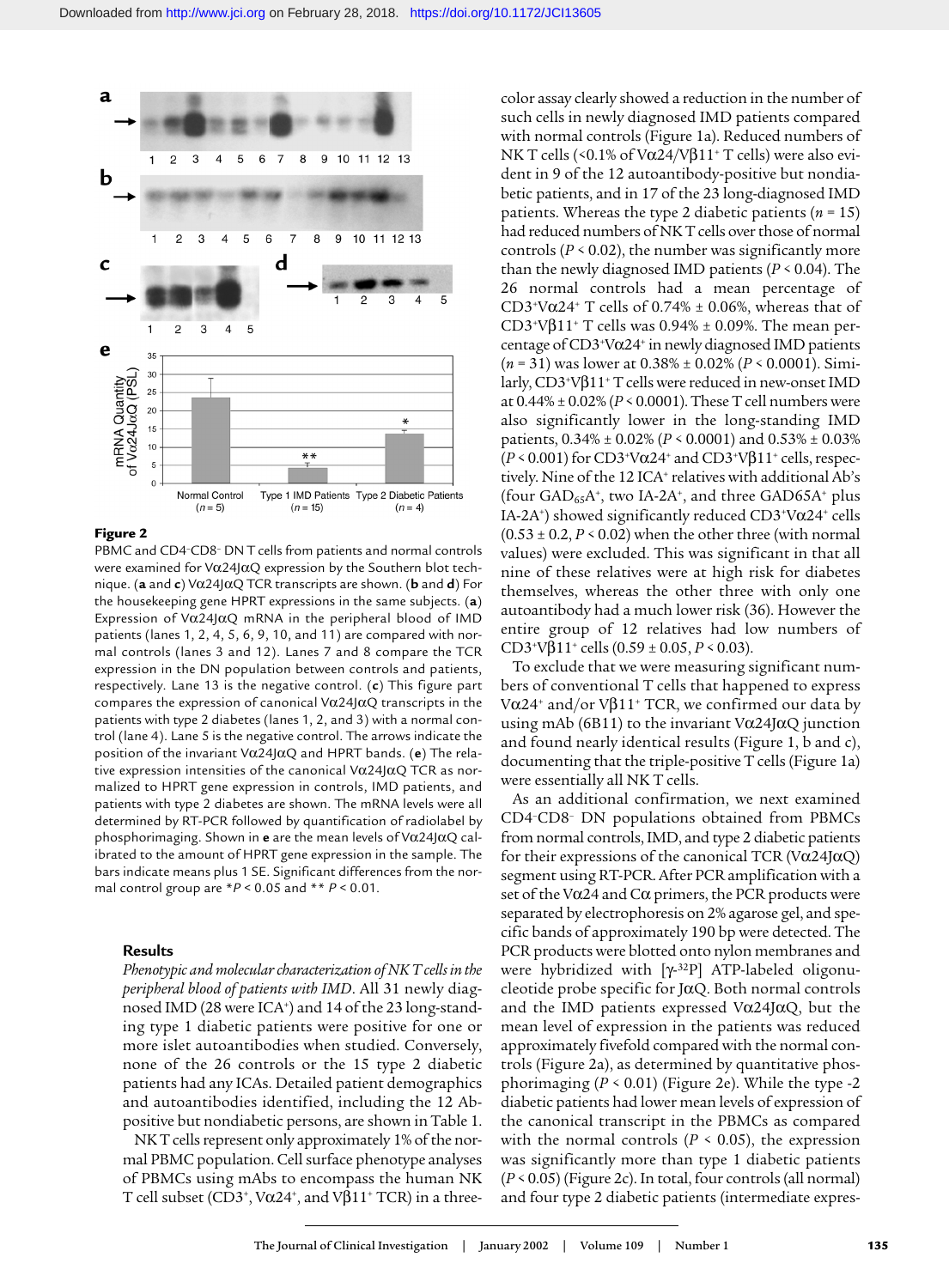a

1 2 3 4 5 6 7 8 9 10 11 12 13

b

1 2 3 4 5 6 7 8 9 10 11 12 13

c

1 2 3 4 5

d

1 2 3 4 5

e

mRNA Quantity of Vα24JαQ (PSL)

35
30
25
20
15
10
5
0

**

*

Normal Control (n = 5)

Type 1 IMD Patients (n = 15)

Type 2 Diabetic Patients (n = 4)

**Figure 2**
PBMC and CD4⁻CD8⁻ DN T cells from patients and normal controls were examined for Vα24JαQ expression by the Southern blot technique. (**a** and **c**) Vα24JαQ TCR transcripts are shown. (**b** and **d**) For the housekeeping gene HPRT expressions in the same subjects. (**a**) Expression of Vα24JαQ mRNA in the peripheral blood of IMD patients (lanes 1, 2, 4, 5, 6, 9, 10, and 11) are compared with normal controls (lanes 3 and 12). Lanes 7 and 8 compare the TCR expression in the DN population between controls and patients, respectively. Lane 13 is the negative control. (**c**) This figure part compares the expression of canonical Vα24JαQ transcripts in the patients with type 2 diabetes (lanes 1, 2, and 3) with a normal control (lane 4). Lane 5 is the negative control. The arrows indicate the position of the invariant Vα24JαQ and HPRT bands. (**e**) The relative expression intensities of the canonical Vα24JαQ TCR as normalized to HPRT gene expression in controls, IMD patients, and patients with type 2 diabetes are shown. The mRNA levels were all determined by RT-PCR followed by quantification of radiolabel by phosphorimaging. Shown in **e** are the mean levels of Vα24JαQ calibrated to the amount of HPRT gene expression in the sample. The bars indicate means plus 1 SE. Significant differences from the normal control group are *$P < 0.05$ and ** $P < 0.01$.

## Results

*Phenotypic and molecular characterization of NK T cells in the peripheral blood of patients with IMD.* All 31 newly diagnosed IMD (28 were ICA⁺) and 14 of the 23 long-standing type 1 diabetic patients were positive for one or more islet autoantibodies when studied. Conversely, none of the 26 controls or the 15 type 2 diabetic patients had any ICAs. Detailed patient demographics and autoantibodies identified, including the 12 Ab-positive but nondiabetic persons, are shown in Table 1.

NK T cells represent only approximately 1% of the normal PBMC population. Cell surface phenotype expression of PBMCs using mAbs to encompass the human NK T cell subset (CD3⁺, Vα24⁺, and Vβ11⁺ TCR) in a three-color assay clearly showed a reduction in the number of such cells in newly diagnosed IMD patients compared with normal controls (Figure 1a). Reduced numbers of NK T cells (<0.1% of Vα24/Vβ11⁺ T cells) were also evident in 9 of the 12 autoantibody-positive but nondiabetic patients, and in 17 of the 23 long-diagnosed IMD patients. Whereas the type 2 diabetic patients ($n = 15$) had reduced numbers of NK T cells over those of normal controls ($P < 0.02$), the number was significantly more than the newly diagnosed IMD patients ($P < 0.04$). The 26 normal controls had a mean percentage of CD3⁺Vα24⁺ T cells of 0.74% ± 0.06%, whereas that of CD3⁺Vβ11⁺ T cells was 0.94% ± 0.09%. The mean percentage of CD3⁺Vα24⁺ in newly diagnosed IMD patients ($n = 31$) was lower at 0.38% ± 0.02% ($P < 0.0001$). Similarly, CD3⁺Vβ11⁺ T cells were reduced in new-onset IMD at 0.44% ± 0.02% ($P < 0.0001$). These T cell numbers were also significantly lower in the long-standing IMD patients, 0.34% ± 0.02% ($P < 0.0001$) and 0.53% ± 0.03% ($P < 0.001$) for CD3⁺Vα24⁺ and CD3⁺Vβ11⁺ cells, respectively. Nine of the 12 ICA⁺ relatives with additional Ab's (four $GAD_{65}A^+$, two IA-2A⁺, and three GAD65A⁺ plus IA-2A⁺) showed significantly reduced CD3⁺Vα24⁺ cells (0.53 ± 0.2, $P < 0.02$) when the other three (with normal values) were excluded. This was significant in that all nine of these relatives were at high risk for diabetes themselves, whereas the other three with only one autoantibody had a much lower risk (36). However the entire group of 12 relatives had low numbers of CD3⁺Vβ11⁺ cells (0.59 ± 0.05, $P < 0.03$).

To exclude that we were measuring significant numbers of conventional T cells that happened to express Vα24⁺ and/or Vβ11⁺ TCR, we confirmed our data by using mAb (6B11) to the invariant Vα24JαQ junction and found nearly identical results (Figure 1, b and c), documenting that the triple-positive T cells (Figure 1a) were essentially all NK T cells.

As an additional confirmation, we next examined CD4⁻CD8⁻ DN populations obtained from PBMCs from normal controls, IMD, and type 2 diabetic patients for their expressions of the canonical TCR (Vα24JαQ) segment using RT-PCR. After PCR amplification with a set of the Vα24 and Cα primers, the PCR products were separated by electrophoresis on 2% agarose gel, and specific bands of approximately 190 bp were detected. The PCR products were blotted onto nylon membranes and were hybridized with [γ-$^{32}$P] ATP-labeled oligonucleotide probe specific for JαQ. Both normal controls and the IMD patients expressed Vα24JαQ, but the mean level of expression in the patients was reduced approximately fivefold compared with the normal controls (Figure 2a), as determined by quantitative phosphorimaging ($P < 0.01$) (Figure 2e). While the type -2 diabetic patients had lower mean levels of expression of the canonical transcript in the PBMCs as compared with the normal controls ($P < 0.05$), the expression was significantly more than type 1 diabetic patients ($P < 0.05$) (Figure 2c). In total, four controls (all normal) and four type 2 diabetic patients (intermediate expres-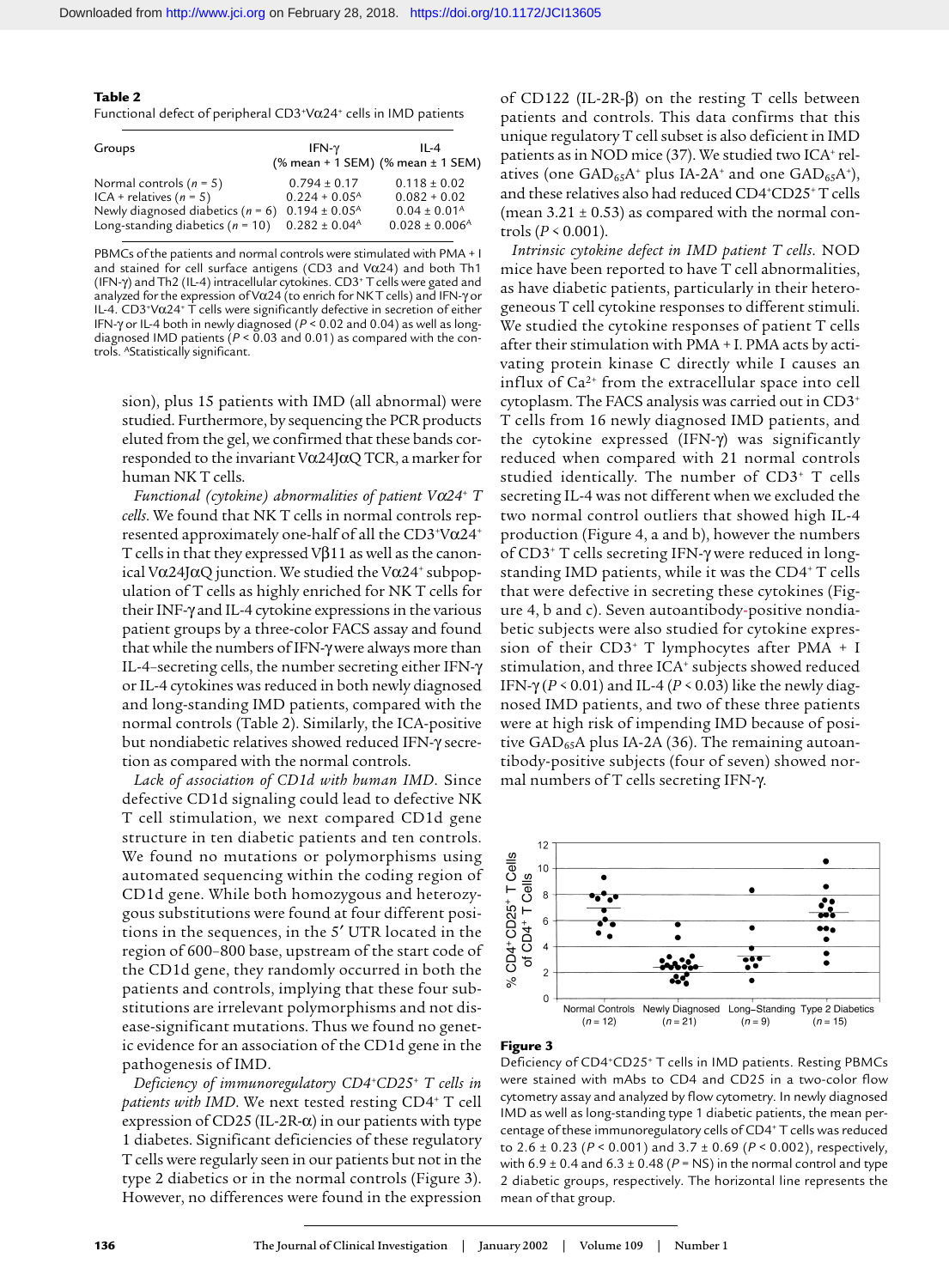**Table 2**
Functional defect of peripheral CD3⁺Vα24⁺ cells in IMD patients

| Groups | IFN-γ (% mean + 1 SEM) | IL-4 (% mean ± 1 SEM) |
|---|---|---|
| Normal controls ($n$ = 5) | 0.794 ± 0.17 | 0.118 ± 0.02 |
| ICA + relatives ($n$ = 5) | 0.224 + 0.05[A] | 0.082 + 0.02 |
| Newly diagnosed diabetics ($n$ = 6) | 0.194 ± 0.05[A] | 0.04 ± 0.01[A] |
| Long-standing diabetics ($n$ = 10) | 0.282 ± 0.04[A] | 0.028 ± 0.006[A] |

PBMCs of the patients and normal controls were stimulated with PMA + I and stained for cell surface antigens (CD3 and Vα24) and both Th1 (IFN-γ) and Th2 (IL-4) intracellular cytokines. CD3⁺ T cells were gated and analyzed for the expression of Vα24 (to enrich for NK T cells) and IFN-γ or IL-4. CD3⁺Vα24⁺ T cells were significantly defective in secretion of either IFN-γ or IL-4 both in newly diagnosed ($P$ < 0.02 and 0.04) as well as long-diagnosed IMD patients ($P$ < 0.03 and 0.01) as compared with the controls. [A]Statistically significant.

sion), plus 15 patients with IMD (all abnormal) were studied. Furthermore, by sequencing the PCR products eluted from the gel, we confirmed that these bands corresponded to the invariant Vα24JαQ TCR, a marker for human NK T cells.

*Functional (cytokine) abnormalities of patient Vα24⁺ T cells.* We found that NK T cells in normal controls represented approximately one-half of all the CD3⁺Vα24⁺ T cells in that they expressed Vβ11 as well as the canonical Vα24JαQ junction. We studied the Vα24⁺ subpopulation of T cells as highly enriched for NK T cells for their INF-γ and IL-4 cytokine expressions in the various patient groups by a three-color FACS assay and found that while the numbers of IFN-γ were always more than IL-4–secreting cells, the number secreting either IFN-γ or IL-4 cytokines was reduced in both newly diagnosed and long-standing IMD patients, compared with the normal controls (Table 2). Similarly, the ICA-positive but nondiabetic relatives showed reduced IFN-γ secretion as compared with the normal controls.

*Lack of association of CD1d with human IMD.* Since defective CD1d signaling could lead to defective NK T cell stimulation, we next compared CD1d gene structure in ten diabetic patients and ten controls. We found no mutations or polymorphisms using automated sequencing within the coding region of CD1d gene. While both homozygous and heterozygous substitutions were found at four different positions in the sequences, in the 5′ UTR located in the region of 600–800 base, upstream of the start code of the CD1d gene, they randomly occurred in both the patients and controls, implying that these four substitutions are irrelevant polymorphisms and not disease-significant mutations. Thus we found no genetic evidence for an association of the CD1d gene in the pathogenesis of IMD.

*Deficiency of immunoregulatory CD4⁺CD25⁺ T cells in patients with IMD.* We next tested resting CD4⁺ T cell expression of CD25 (IL-2R-α) in our patients with type 1 diabetes. Significant deficiencies of these regulatory T cells were regularly seen in our patients but not in the type 2 diabetics or in the normal controls (Figure 3). However, no differences were found in the expression of CD122 (IL-2R-β) on the resting T cells between patients and controls. This data confirms that this unique regulatory T cell subset is also deficient in IMD patients as in NOD mice (37). We studied two ICA⁺ relatives (one $GAD_{65}A^+$ plus IA-2A⁺ and one $GAD_{65}A^+$), and these relatives also had reduced CD4⁺CD25⁺ T cells (mean 3.21 ± 0.53) as compared with the normal controls ($P$ < 0.001).

*Intrinsic cytokine defect in IMD patient T cells.* NOD mice have been reported to have T cell abnormalities, as have diabetic patients, particularly in their heterogeneous T cell cytokine responses to different stimuli. We studied the cytokine responses of patient T cells after their stimulation with PMA + I. PMA acts by activating protein kinase C directly while I causes an influx of $Ca^{2+}$ from the extracellular space into cell cytoplasm. The FACS analysis was carried out in CD3⁺ T cells from 16 newly diagnosed IMD patients, and the cytokine expressed (IFN-γ) was significantly reduced when compared with 21 normal controls studied identically. The number of CD3⁺ T cells secreting IL-4 was not different when we excluded the two normal control outliers that showed high IL-4 production (Figure 4, a and b), however the numbers of CD3⁺ T cells secreting IFN-γ were reduced in long-standing IMD patients, while it was the CD4⁺ T cells that were defective in secreting these cytokines (Figure 4, b and c). Seven autoantibody-positive nondiabetic subjects were also studied for cytokine expression of their CD3⁺ T lymphocytes after PMA + I stimulation, and three ICA⁺ subjects showed reduced IFN-γ ($P$ < 0.01) and IL-4 ($P$ < 0.03) like the newly diagnosed IMD patients, and two of these three patients were at high risk of impending IMD because of positive $GAD_{65}A$ plus IA-2A (36). The remaining autoantibody-positive subjects (four of seven) showed normal numbers of T cells secreting IFN-γ.

% CD4⁺CD25⁺ T Cells of CD4⁺ T Cells
0 2 4 6 8 10 12
Normal Controls ($n$ = 12)
Newly Diagnosed ($n$ = 21)
Long-Standing ($n$ = 9)
Type 2 Diabetics ($n$ = 15)

**Figure 3**
Deficiency of CD4⁺CD25⁺ T cells in IMD patients. Resting PBMCs were stained with mAbs to CD4 and CD25 in a two-color flow cytometry assay and analyzed by flow cytometry. In newly diagnosed IMD as well as long-standing type 1 diabetic patients, the mean percentage of these immunoregulatory cells of CD4⁺ T cells was reduced to 2.6 ± 0.23 ($P$ < 0.001) and 3.7 ± 0.69 ($P$ < 0.002), respectively, with 6.9 ± 0.4 and 6.3 ± 0.48 ($P$ = NS) in the normal control and type 2 diabetic groups, respectively. The horizontal line represents the mean of that group.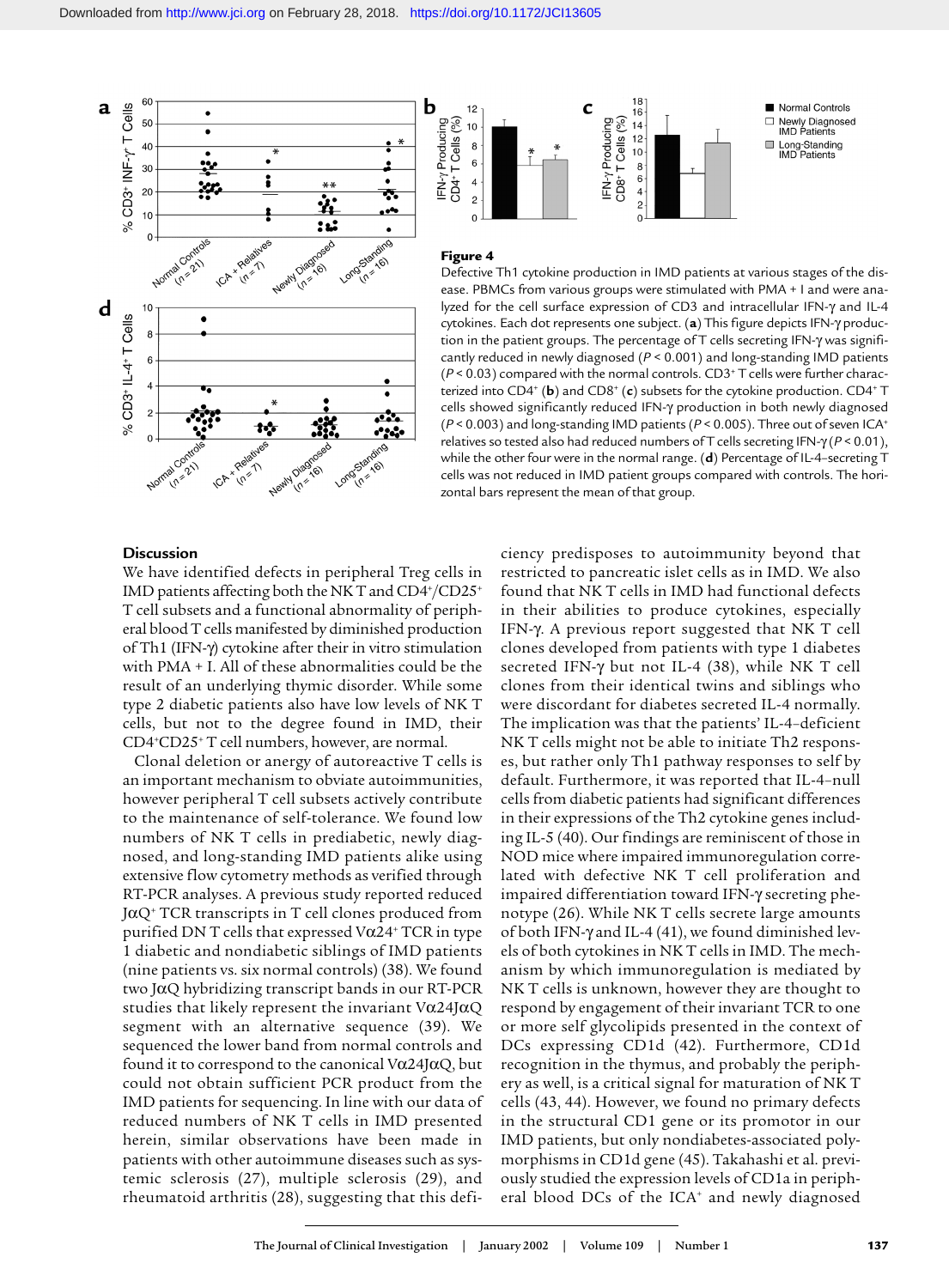a

% CD3+ INF-γ+ T Cells

60
50
40
30
20
10
0

*
**
*

Normal Controls (n = 21)
ICA + Relatives (n = 7)
Newly Diagnosed (n = 16)
Long-Standing (n = 16)

b

IFN-γ Producing CD4+ T Cells (%)

12
10
8
6
4
2
0

*
*

c

IFN-γ Producing CD8+ T Cells (%)

18
16
14
12
10
8
6
4
2
0

Normal Controls
Newly Diagnosed IMD Patients
Long-Standing IMD Patients

d

% CD3+ IL-4+ T Cells

10
8
6
4
2
0

*

Normal Controls (n = 21)
ICA + Relatives (n = 7)
Newly Diagnosed (n = 16)
Long-Standing (n = 16)

**Figure 4**

Defective Th1 cytokine production in IMD patients at various stages of the disease. PBMCs from various groups were stimulated with PMA + I and were analyzed for the cell surface expression of CD3 and intracellular IFN-γ and IL-4 cytokines. Each dot represents one subject. (**a**) This figure depicts IFN-γ production in the patient groups. The percentage of T cells secreting IFN-γ was significantly reduced in newly diagnosed ($P < 0.001$) and long-standing IMD patients ($P < 0.03$) compared with the normal controls. CD3+ T cells were further characterized into CD4+ (**b**) and CD8+ (**c**) subsets for the cytokine production. CD4+ T cells showed significantly reduced IFN-γ production in both newly diagnosed ($P < 0.003$) and long-standing IMD patients ($P < 0.005$). Three out of seven ICA+ relatives so tested also had reduced numbers of T cells secreting IFN-γ ($P < 0.01$), while the other four were in the normal range. (**d**) Percentage of IL-4–secreting T cells was not reduced in IMD patient groups compared with controls. The horizontal bars represent the mean of that group.

## Discussion

We have identified defects in peripheral Treg cells in IMD patients affecting both the NK T and CD4+/CD25+ T cell subsets and a functional abnormality of peripheral blood T cells manifested by diminished production of Th1 (IFN-γ) cytokine after their in vitro stimulation with PMA + I. All of these abnormalities could be the result of an underlying thymic disorder. While some type 2 diabetic patients also have low levels of NK T cells, but not to the degree found in IMD, their CD4+CD25+ T cell numbers, however, are normal.

Clonal deletion or anergy of autoreactive T cells is an important mechanism to obviate autoimmunities, however peripheral T cell subsets actively contribute to the maintenance of self-tolerance. We found low numbers of NK T cells in prediabetic, newly diagnosed, and long-standing IMD patients alike using extensive flow cytometry methods as verified through RT-PCR analyses. A previous study reported reduced JαQ+ TCR transcripts in T cell clones produced from purified DN T cells that expressed Vα24+ TCR in type 1 diabetic and nondiabetic siblings of IMD patients (nine patients vs. six normal controls) (38). We found two JαQ hybridizing transcript bands in our RT-PCR studies that likely represent the invariant Vα24JαQ segment with an alternative sequence (39). We sequenced the lower band from normal controls and found it to correspond to the canonical Vα24JαQ, but could not obtain sufficient PCR product from the IMD patients for sequencing. In line with our data of reduced numbers of NK T cells in IMD presented herein, similar observations have been made in patients with other autoimmune diseases such as systemic sclerosis (27), multiple sclerosis (29), and rheumatoid arthritis (28), suggesting that this deficiency predisposes to autoimmunity beyond that restricted to pancreatic islet cells as in IMD. We also found that NK T cells in IMD had functional defects in their abilities to produce cytokines, especially IFN-γ. A previous report suggested that NK T cell clones developed from patients with type 1 diabetes secreted IFN-γ but not IL-4 (38), while NK T cell clones from their identical twins and siblings who were discordant for diabetes secreted IL-4 normally. The implication was that the patients' IL-4–deficient NK T cells might not be able to initiate Th2 responses, but rather only Th1 pathway responses to self by default. Furthermore, it was reported that IL-4–null cells from diabetic patients had significant differences in their expressions of the Th2 cytokine genes including IL-5 (40). Our findings are reminiscent of those in NOD mice where impaired immunoregulation correlated with defective NK T cell proliferation and impaired differentiation toward IFN-γ secreting phenotype (26). While NK T cells secrete large amounts of both IFN-γ and IL-4 (41), we found diminished levels of both cytokines in NK T cells in IMD. The mechanism by which immunoregulation is mediated by NK T cells is unknown, however they are thought to respond by engagement of their invariant TCR to one or more self glycolipids presented in the context of DCs expressing CD1d (42). Furthermore, CD1d recognition in the thymus, and probably the periphery as well, is a critical signal for maturation of NK T cells (43, 44). However, we found no primary defects in the structural CD1 gene or its promotor in our IMD patients, but only nondiabetes-associated polymorphisms in CD1d gene (45). Takahashi et al. previously studied the expression levels of CD1a in peripheral blood DCs of the ICA+ and newly diagnosed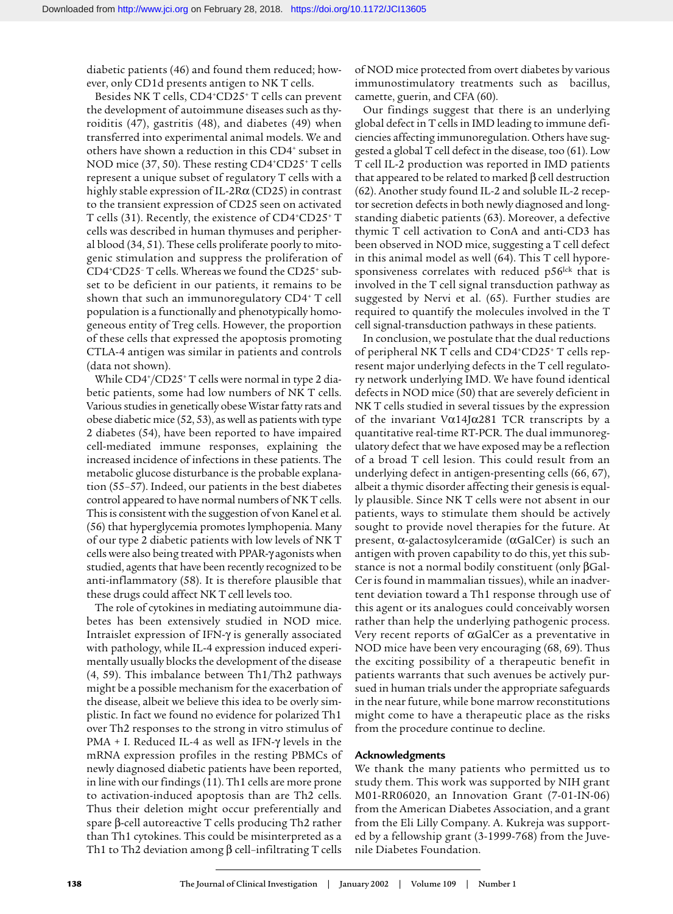diabetic patients (46) and found them reduced; however, only CD1d presents antigen to NK T cells.

Besides NK T cells, $CD4^+CD25^+$ T cells can prevent the development of autoimmune diseases such as thyroiditis (47), gastritis (48), and diabetes (49) when transferred into experimental animal models. We and others have shown a reduction in this $CD4^+$ subset in NOD mice (37, 50). These resting $CD4^+CD25^+$ T cells represent a unique subset of regulatory T cells with a highly stable expression of IL-2Rα (CD25) in contrast to the transient expression of CD25 seen on activated T cells (31). Recently, the existence of $CD4^+CD25^+$ T cells was described in human thymuses and peripheral blood (34, 51). These cells proliferate poorly to mitogenic stimulation and suppress the proliferation of $CD4^+CD25^-$ T cells. Whereas we found the $CD25^+$ subset to be deficient in our patients, it remains to be shown that such an immunoregulatory $CD4^+$ T cell population is a functionally and phenotypically homogeneous entity of Treg cells. However, the proportion of these cells that expressed the apoptosis promoting CTLA-4 antigen was similar in patients and controls (data not shown).

While $CD4^+/CD25^+$ T cells were normal in type 2 diabetic patients, some had low numbers of NK T cells. Various studies in genetically obese Wistar fatty rats and obese diabetic mice (52, 53), as well as patients with type 2 diabetes (54), have been reported to have impaired cell-mediated immune responses, explaining the increased incidence of infections in these patients. The metabolic glucose disturbance is the probable explanation (55–57). Indeed, our patients in the best diabetes control appeared to have normal numbers of NK T cells. This is consistent with the suggestion of von Kanel et al. (56) that hyperglycemia promotes lymphopenia. Many of our type 2 diabetic patients with low levels of NK T cells were also being treated with PPAR-γ agonists when studied, agents that have been recently recognized to be anti-inflammatory (58). It is therefore plausible that these drugs could affect NK T cell levels too.

The role of cytokines in mediating autoimmune diabetes has been extensively studied in NOD mice. Intraislet expression of IFN-γ is generally associated with pathology, while IL-4 expression induced experimentally usually blocks the development of the disease (4, 59). This imbalance between Th1/Th2 pathways might be a possible mechanism for the exacerbation of the disease, albeit we believe this idea to be overly simplistic. In fact we found no evidence for polarized Th1 over Th2 responses to the strong in vitro stimulus of PMA + I. Reduced IL-4 as well as IFN-γ levels in the mRNA expression profiles in the resting PBMCs of newly diagnosed diabetic patients have been reported, in line with our findings (11). Th1 cells are more prone to activation-induced apoptosis than are Th2 cells. Thus their deletion might occur preferentially and spare β-cell autoreactive T cells producing Th2 rather than Th1 cytokines. This could be misinterpreted as a Th1 to Th2 deviation among β cell–infiltrating T cells of NOD mice protected from overt diabetes by various immunostimulatory treatments such as bacillus, camette, guerin, and CFA (60).

Our findings suggest that there is an underlying global defect in T cells in IMD leading to immune deficiencies affecting immunoregulation. Others have suggested a global T cell defect in the disease, too (61). Low T cell IL-2 production was reported in IMD patients that appeared to be related to marked β cell destruction (62). Another study found IL-2 and soluble IL-2 receptor secretion defects in both newly diagnosed and longstanding diabetic patients (63). Moreover, a defective thymic T cell activation to ConA and anti-CD3 has been observed in NOD mice, suggesting a T cell defect in this animal model as well (64). This T cell hyporesponsiveness correlates with reduced $p56^{lck}$ that is involved in the T cell signal transduction pathway as suggested by Nervi et al. (65). Further studies are required to quantify the molecules involved in the T cell signal-transduction pathways in these patients.

In conclusion, we postulate that the dual reductions of peripheral NK T cells and $CD4^+CD25^+$ T cells represent major underlying defects in the T cell regulatory network underlying IMD. We have found identical defects in NOD mice (50) that are severely deficient in NK T cells studied in several tissues by the expression of the invariant Vα14Jα281 TCR transcripts by a quantitative real-time RT-PCR. The dual immunoregulatory defect that we have exposed may be a reflection of a broad T cell lesion. This could result from an underlying defect in antigen-presenting cells (66, 67), albeit a thymic disorder affecting their genesis is equally plausible. Since NK T cells were not absent in our patients, ways to stimulate them should be actively sought to provide novel therapies for the future. At present, α-galactosylceramide (αGalCer) is such an antigen with proven capability to do this, yet this substance is not a normal bodily constituent (only βGalCer is found in mammalian tissues), while an inadvertent deviation toward a Th1 response through use of this agent or its analogues could conceivably worsen rather than help the underlying pathogenic process. Very recent reports of αGalCer as a preventative in NOD mice have been very encouraging (68, 69). Thus the exciting possibility of a therapeutic benefit in patients warrants that such avenues be actively pursued in human trials under the appropriate safeguards in the near future, while bone marrow reconstitutions might come to have a therapeutic place as the risks from the procedure continue to decline.

## Acknowledgments

We thank the many patients who permitted us to study them. This work was supported by NIH grant M01-RR06020, an Innovation Grant (7-01-IN-06) from the American Diabetes Association, and a grant from the Eli Lilly Company. A. Kukreja was supported by a fellowship grant (3-1999-768) from the Juvenile Diabetes Foundation.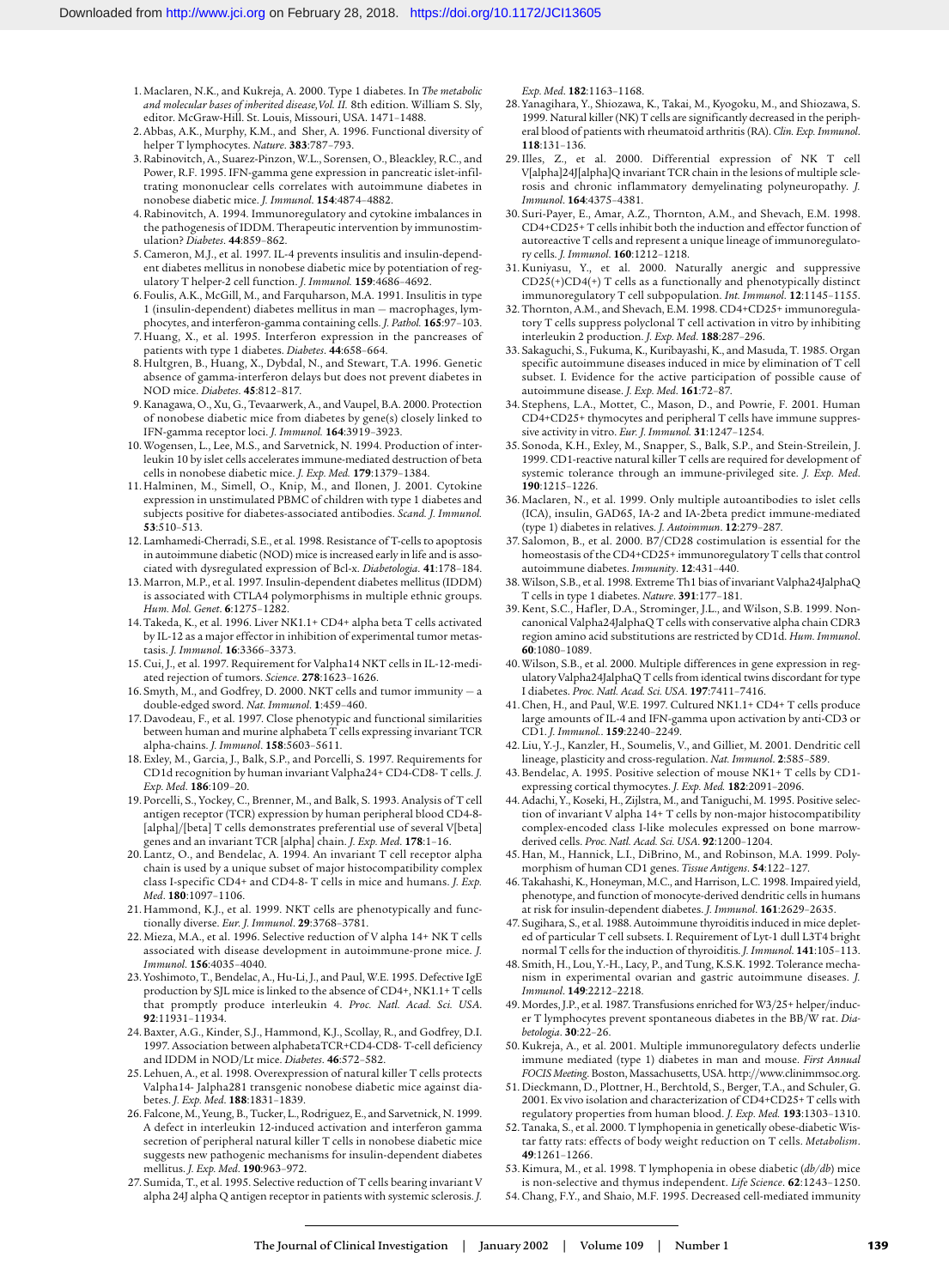1. Maclaren, N.K., and Kukreja, A. 2000. Type 1 diabetes. In *The metabolic and molecular bases of inherited disease, Vol. II.* 8th edition. William S. Sly, editor. McGraw-Hill. St. Louis, Missouri, USA. 1471–1488.
2. Abbas, A.K., Murphy, K.M., and Sher, A. 1996. Functional diversity of helper T lymphocytes. *Nature*. **383**:787–793.
3. Rabinovitch, A., Suarez-Pinzon, W.L., Sorensen, O., Bleackley, R.C., and Power, R.F. 1995. IFN-gamma gene expression in pancreatic islet-infiltrating mononuclear cells correlates with autoimmune diabetes in nonobese diabetic mice. *J. Immunol.* **154**:4874–4882.
4. Rabinovitch, A. 1994. Immunoregulatory and cytokine imbalances in the pathogenesis of IDDM. Therapeutic intervention by immunostimulation? *Diabetes*. **44**:859–862.
5. Cameron, M.J., et al. 1997. IL-4 prevents insulitis and insulin-dependent diabetes mellitus in nonobese diabetic mice by potentiation of regulatory T helper-2 cell function. *J. Immunol.* **159**:4686–4692.
6. Foulis, A.K., McGill, M., and Farquharson, M.A. 1991. Insulitis in type 1 (insulin-dependent) diabetes mellitus in man — macrophages, lymphocytes, and interferon-gamma containing cells. *J. Pathol.* **165**:97–103.
7. Huang, X., et al. 1995. Interferon expression in the pancreases of patients with type 1 diabetes. *Diabetes*. **44**:658–664.
8. Hultgren, B., Huang, X., Dybdal, N., and Stewart, T.A. 1996. Genetic absence of gamma-interferon delays but does not prevent diabetes in NOD mice. *Diabetes*. **45**:812–817.
9. Kanagawa, O., Xu, G., Tevaarwerk, A., and Vaupel, B.A. 2000. Protection of nonobese diabetic mice from diabetes by gene(s) closely linked to IFN-gamma receptor loci. *J. Immunol.* **164**:3919–3923.
10. Wogensen, L., Lee, M.S., and Sarvetnick, N. 1994. Production of interleukin 10 by islet cells accelerates immune-mediated destruction of beta cells in nonobese diabetic mice. *J. Exp. Med.* **179**:1379–1384.
11. Halminen, M., Simell, O., Knip, M., and Ilonen, J. 2001. Cytokine expression in unstimulated PBMC of children with type 1 diabetes and subjects positive for diabetes-associated antibodies. *Scand. J. Immunol.* **53**:510–513.
12. Lamhamedi-Cherradi, S.E., et al. 1998. Resistance of T-cells to apoptosis in autoimmune diabetic (NOD) mice is increased early in life and is associated with dysregulated expression of Bcl-x. *Diabetologia*. **41**:178–184.
13. Marron, M.P., et al. 1997. Insulin-dependent diabetes mellitus (IDDM) is associated with CTLA4 polymorphisms in multiple ethnic groups. *Hum. Mol. Genet.* **6**:1275–1282.
14. Takeda, K., et al. 1996. Liver NK1.1+ CD4+ alpha beta T cells activated by IL-12 as a major effector in inhibition of experimental tumor metastasis. *J. Immunol.* **16**:3366–3373.
15. Cui, J., et al. 1997. Requirement for Valpha14 NKT cells in IL-12-mediated rejection of tumors. *Science*. **278**:1623–1626.
16. Smyth, M., and Godfrey, D. 2000. NKT cells and tumor immunity — a double-edged sword. *Nat. Immunol.* **1**:459–460.
17. Davodeau, F., et al. 1997. Close phenotypic and functional similarities between human and murine alphabeta T cells expressing invariant TCR alpha-chains. *J. Immunol.* **158**:5603–5611.
18. Exley, M., Garcia, J., Balk, S.P., and Porcelli, S. 1997. Requirements for CD1d recognition by human invariant Valpha24+ CD4-CD8- T cells. *J. Exp. Med.* **186**:109–20.
19. Porcelli, S., Yockey, C., Brenner, M., and Balk, S. 1993. Analysis of T cell antigen receptor (TCR) expression by human peripheral blood CD4-8- [alpha]/[beta] T cells demonstrates preferential use of several V[beta] genes and an invariant TCR [alpha] chain. *J. Exp. Med.* **178**:1–16.
20. Lantz, O., and Bendelac, A. 1994. An invariant T cell receptor alpha chain is used by a unique subset of major histocompatibility complex class I-specific CD4+ and CD4-8- T cells in mice and humans. *J. Exp. Med.* **180**:1097–1106.
21. Hammond, K.J., et al. 1999. NKT cells are phenotypically and functionally diverse. *Eur. J. Immunol.* **29**:3768–3781.
22. Mieza, M.A., et al. 1996. Selective reduction of V alpha 14+ NK T cells associated with disease development in autoimmune-prone mice. *J. Immunol.* **156**:4035–4040.
23. Yoshimoto, T., Bendelac, A., Hu-Li, J., and Paul, W.E. 1995. Defective IgE production by SJL mice is linked to the absence of CD4+, NK1.1+ T cells that promptly produce interleukin 4. *Proc. Natl. Acad. Sci. USA*. **92**:11931–11934.
24. Baxter, A.G., Kinder, S.J., Hammond, K.J., Scollay, R., and Godfrey, D.I. 1997. Association between alphabetaTCR+CD4-CD8- T-cell deficiency and IDDM in NOD/Lt mice. *Diabetes*. **46**:572–582.
25. Lehuen, A., et al. 1998. Overexpression of natural killer T cells protects Valpha14- Jalpha281 transgenic nonobese diabetic mice against diabetes. *J. Exp. Med.* **188**:1831–1839.
26. Falcone, M., Yeung, B., Tucker, L., Rodriguez, E., and Sarvetnick, N. 1999. A defect in interleukin 12-induced activation and interferon gamma secretion of peripheral natural killer T cells in nonobese diabetic mice suggests new pathogenic mechanisms for insulin-dependent diabetes mellitus. *J. Exp. Med.* **190**:963–972.
27. Sumida, T., et al. 1995. Selective reduction of T cells bearing invariant V alpha 24J alpha Q antigen receptor in patients with systemic sclerosis. *J. Exp. Med.* **182**:1163–1168.
28. Yanagihara, Y., Shiozawa, K., Takai, M., Kyogoku, M., and Shiozawa, S. 1999. Natural killer (NK) T cells are significantly decreased in the peripheral blood of patients with rheumatoid arthritis (RA). *Clin. Exp. Immunol.* **118**:131–136.
29. Illes, Z., et al. 2000. Differential expression of NK T cell V[alpha]24J[alpha]Q invariant TCR chain in the lesions of multiple sclerosis and chronic inflammatory demyelinating polyneuropathy. *J. Immunol.* **164**:4375–4381.
30. Suri-Payer, E., Amar, A.Z., Thornton, A.M., and Shevach, E.M. 1998. CD4+CD25+ T cells inhibit both the induction and effector function of autoreactive T cells and represent a unique lineage of immunoregulatory cells. *J. Immunol.* **160**:1212–1218.
31. Kuniyasu, Y., et al. 2000. Naturally anergic and suppressive CD25(+)CD4(+) T cells as a functionally and phenotypically distinct immunoregulatory T cell subpopulation. *Int. Immunol.* **12**:1145–1155.
32. Thornton, A.M., and Shevach, E.M. 1998. CD4+CD25+ immunoregulatory T cells suppress polyclonal T cell activation in vitro by inhibiting interleukin 2 production. *J. Exp. Med.* **188**:287–296.
33. Sakaguchi, S., Fukuma, K., Kuribayashi, K., and Masuda, T. 1985. Organ specific autoimmune diseases induced in mice by elimination of T cell subset. I. Evidence for the active participation of possible cause of autoimmune disease. *J. Exp. Med.* **161**:72–87.
34. Stephens, L.A., Mottet, C., Mason, D., and Powrie, F. 2001. Human CD4+CD25+ thymocytes and peripheral T cells have immune suppressive activity in vitro. *Eur. J. Immunol.* **31**:1247–1254.
35. Sonoda, K.H., Exley, M., Snapper, S., Balk, S.P., and Stein-Streilein, J. 1999. CD1-reactive natural killer T cells are required for development of systemic tolerance through an immune-privileged site. *J. Exp. Med.* **190**:1215–1226.
36. Maclaren, N., et al. 1999. Only multiple autoantibodies to islet cells (ICA), insulin, GAD65, IA-2 and IA-2beta predict immune-mediated (type 1) diabetes in relatives. *J. Autoimmun.* **12**:279–287.
37. Salomon, B., et al. 2000. B7/CD28 costimulation is essential for the homeostasis of the CD4+CD25+ immunoregulatory T cells that control autoimmune diabetes. *Immunity*. **12**:431–440.
38. Wilson, S.B., et al. 1998. Extreme Th1 bias of invariant Valpha24JalphaQ T cells in type 1 diabetes. *Nature*. **391**:177–181.
39. Kent, S.C., Hafler, D.A., Strominger, J.L., and Wilson, S.B. 1999. Noncanonical Valpha24JalphaQ T cells with conservative alpha chain CDR3 region amino acid substitutions are restricted by CD1d. *Hum. Immunol.* **60**:1080–1089.
40. Wilson, S.B., et al. 2000. Multiple differences in gene expression in regulatory Valpha24JalphaQ T cells from identical twins discordant for type I diabetes. *Proc. Natl. Acad. Sci. USA*. **197**:7411–7416.
41. Chen, H., and Paul, W.E. 1997. Cultured NK1.1+ CD4+ T cells produce large amounts of IL-4 and IFN-gamma upon activation by anti-CD3 or CD1. *J. Immunol.*. **159**:2240–2249.
42. Liu, Y.-J., Kanzler, H., Soumelis, V., and Gilliet, M. 2001. Dendritic cell lineage, plasticity and cross-regulation. *Nat. Immunol.* **2**:585–589.
43. Bendelac, A. 1995. Positive selection of mouse NK1+ T cells by CD1-expressing cortical thymocytes. *J. Exp. Med.* **182**:2091–2096.
44. Adachi, Y., Koseki, H., Zijlstra, M., and Taniguchi, M. 1995. Positive selection of invariant V alpha 14+ T cells by non-major histocompatibility complex-encoded class I-like molecules expressed on bone marrow-derived cells. *Proc. Natl. Acad. Sci. USA*. **92**:1200–1204.
45. Han, M., Hannick, L.I., DiBrino, M., and Robinson, M.A. 1999. Polymorphism of human CD1 genes. *Tissue Antigens*. **54**:122–127.
46. Takahashi, K., Honeyman, M.C., and Harrison, L.C. 1998. Impaired yield, phenotype, and function of monocyte-derived dendritic cells in humans at risk for insulin-dependent diabetes. *J. Immunol.* **161**:2629–2635.
47. Sugihara, S., et al. 1988. Autoimmune thyroiditis induced in mice depleted of particular T cell subsets. I. Requirement of Lyt-1 dull L3T4 bright normal T cells for the induction of thyroiditis. *J. Immunol.* **141**:105–113.
48. Smith, H., Lou, Y.-H., Lacy, P., and Tung, K.S.K. 1992. Tolerance mechanism in experimental ovarian and gastric autoimmune diseases. *J. Immunol.* **149**:2212–2218.
49. Mordes, J.P., et al. 1987. Transfusions enriched for W3/25+ helper/inducer T lymphocytes prevent spontaneous diabetes in the BB/W rat. *Diabetologia*. **30**:22–26.
50. Kukreja, A., et al. 2001. Multiple immunoregulatory defects underlie immune mediated (type 1) diabetes in man and mouse. *First Annual FOCIS Meeting*. Boston, Massachusetts, USA. http://www.clinimmsoc.org.
51. Dieckmann, D., Plottner, H., Berchtold, S., Berger, T.A., and Schuler, G. 2001. Ex vivo isolation and characterization of CD4+CD25+ T cells with regulatory properties from human blood. *J. Exp. Med.* **193**:1303–1310.
52. Tanaka, S., et al. 2000. T lymphopenia in genetically obese-diabetic Wistar fatty rats: effects of body weight reduction on T cells. *Metabolism*. **49**:1261–1266.
53. Kimura, M., et al. 1998. T lymphopenia in obese diabetic (*db/db*) mice is non-selective and thymus independent. *Life Science*. **62**:1243–1250.
54. Chang, F.Y., and Shaio, M.F. 1995. Decreased cell-mediated immunity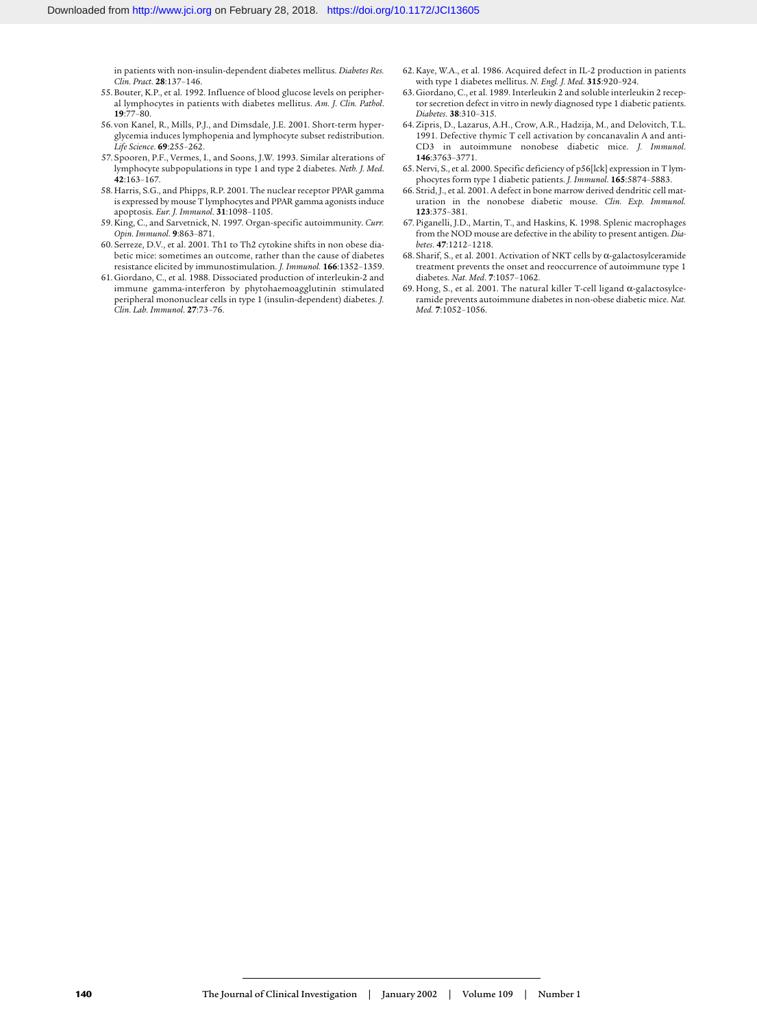in patients with non-insulin-dependent diabetes mellitus. *Diabetes Res. Clin. Pract.* **28**:137–146.

55. Bouter, K.P., et al. 1992. Influence of blood glucose levels on peripheral lymphocytes in patients with diabetes mellitus. *Am. J. Clin. Pathol.* **19**:77–80.
56. von Kanel, R., Mills, P.J., and Dimsdale, J.E. 2001. Short-term hyperglycemia induces lymphopenia and lymphocyte subset redistribution. *Life Science.* **69**:255–262.
57. Spooren, P.F., Vermes, I., and Soons, J.W. 1993. Similar alterations of lymphocyte subpopulations in type 1 and type 2 diabetes. *Neth. J. Med.* **42**:163–167.
58. Harris, S.G., and Phipps, R.P. 2001. The nuclear receptor PPAR gamma is expressed by mouse T lymphocytes and PPAR gamma agonists induce apoptosis. *Eur. J. Immunol.* **31**:1098–1105.
59. King, C., and Sarvetnick, N. 1997. Organ-specific autoimmunity. *Curr. Opin. Immunol.* **9**:863–871.
60. Serreze, D.V., et al. 2001. Th1 to Th2 cytokine shifts in non obese diabetic mice: sometimes an outcome, rather than the cause of diabetes resistance elicited by immunostimulation. *J. Immunol.* **166**:1352–1359.
61. Giordano, C., et al. 1988. Dissociated production of interleukin-2 and immune gamma-interferon by phytohaemoagglutinin stimulated peripheral mononuclear cells in type 1 (insulin-dependent) diabetes. *J. Clin. Lab. Immunol.* **27**:73–76.
62. Kaye, W.A., et al. 1986. Acquired defect in IL-2 production in patients with type 1 diabetes mellitus. *N. Engl. J. Med.* **315**:920–924.
63. Giordano, C., et al. 1989. Interleukin 2 and soluble interleukin 2 receptor secretion defect in vitro in newly diagnosed type 1 diabetic patients. *Diabetes.* **38**:310–315.
64. Zipris, D., Lazarus, A.H., Crow, A.R., Hadzija, M., and Delovitch, T.L. 1991. Defective thymic T cell activation by concanavalin A and anti-CD3 in autoimmune nonobese diabetic mice. *J. Immunol.* **146**:3763–3771.
65. Nervi, S., et al. 2000. Specific deficiency of p56[lck] expression in T lymphocytes form type 1 diabetic patients. *J. Immunol.* **165**:5874–5883.
66. Strid, J., et al. 2001. A defect in bone marrow derived dendritic cell maturation in the nonobese diabetic mouse. *Clin. Exp. Immunol.* **123**:375–381.
67. Piganelli, J.D., Martin, T., and Haskins, K. 1998. Splenic macrophages from the NOD mouse are defective in the ability to present antigen. *Diabetes.* **47**:1212–1218.
68. Sharif, S., et al. 2001. Activation of NKT cells by α-galactosylceramide treatment prevents the onset and reoccurrence of autoimmune type 1 diabetes. *Nat. Med.* **7**:1057–1062.
69. Hong, S., et al. 2001. The natural killer T-cell ligand α-galactosylceramide prevents autoimmune diabetes in non-obese diabetic mice. *Nat. Med.* **7**:1052–1056.